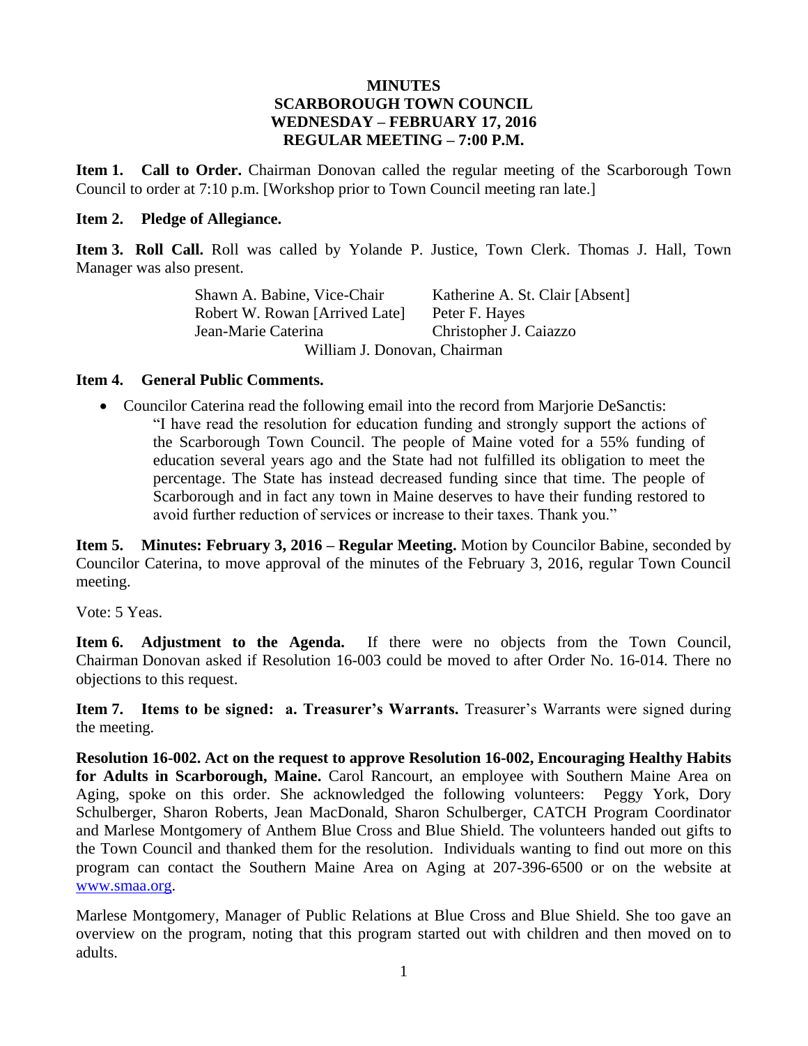**MINUTES**
**SCARBOROUGH TOWN COUNCIL**
**WEDNESDAY – FEBRUARY 17, 2016**
**REGULAR MEETING – 7:00 P.M.**

**Item 1. Call to Order.** Chairman Donovan called the regular meeting of the Scarborough Town Council to order at 7:10 p.m. [Workshop prior to Town Council meeting ran late.]

**Item 2. Pledge of Allegiance.**

**Item 3. Roll Call.** Roll was called by Yolande P. Justice, Town Clerk. Thomas J. Hall, Town Manager was also present.

| | |
|---|---|
| Shawn A. Babine, Vice-Chair | Katherine A. St. Clair [Absent] |
| Robert W. Rowan [Arrived Late] | Peter F. Hayes |
| Jean-Marie Caterina | Christopher J. Caiazzo |

William J. Donovan, Chairman

**Item 4. General Public Comments.**

- Councilor Caterina read the following email into the record from Marjorie DeSanctis:
  "I have read the resolution for education funding and strongly support the actions of the Scarborough Town Council. The people of Maine voted for a 55% funding of education several years ago and the State had not fulfilled its obligation to meet the percentage. The State has instead decreased funding since that time. The people of Scarborough and in fact any town in Maine deserves to have their funding restored to avoid further reduction of services or increase to their taxes. Thank you."

**Item 5. Minutes: February 3, 2016 – Regular Meeting.** Motion by Councilor Babine, seconded by Councilor Caterina, to move approval of the minutes of the February 3, 2016, regular Town Council meeting.

Vote: 5 Yeas.

**Item 6. Adjustment to the Agenda.** If there were no objects from the Town Council, Chairman Donovan asked if Resolution 16-003 could be moved to after Order No. 16-014. There no objections to this request.

**Item 7. Items to be signed: a. Treasurer's Warrants.** Treasurer's Warrants were signed during the meeting.

**Resolution 16-002. Act on the request to approve Resolution 16-002, Encouraging Healthy Habits for Adults in Scarborough, Maine.** Carol Rancourt, an employee with Southern Maine Area on Aging, spoke on this order. She acknowledged the following volunteers: Peggy York, Dory Schulberger, Sharon Roberts, Jean MacDonald, Sharon Schulberger, CATCH Program Coordinator and Marlese Montgomery of Anthem Blue Cross and Blue Shield. The volunteers handed out gifts to the Town Council and thanked them for the resolution. Individuals wanting to find out more on this program can contact the Southern Maine Area on Aging at 207-396-6500 or on the website at www.smaa.org.

Marlese Montgomery, Manager of Public Relations at Blue Cross and Blue Shield. She too gave an overview on the program, noting that this program started out with children and then moved on to adults.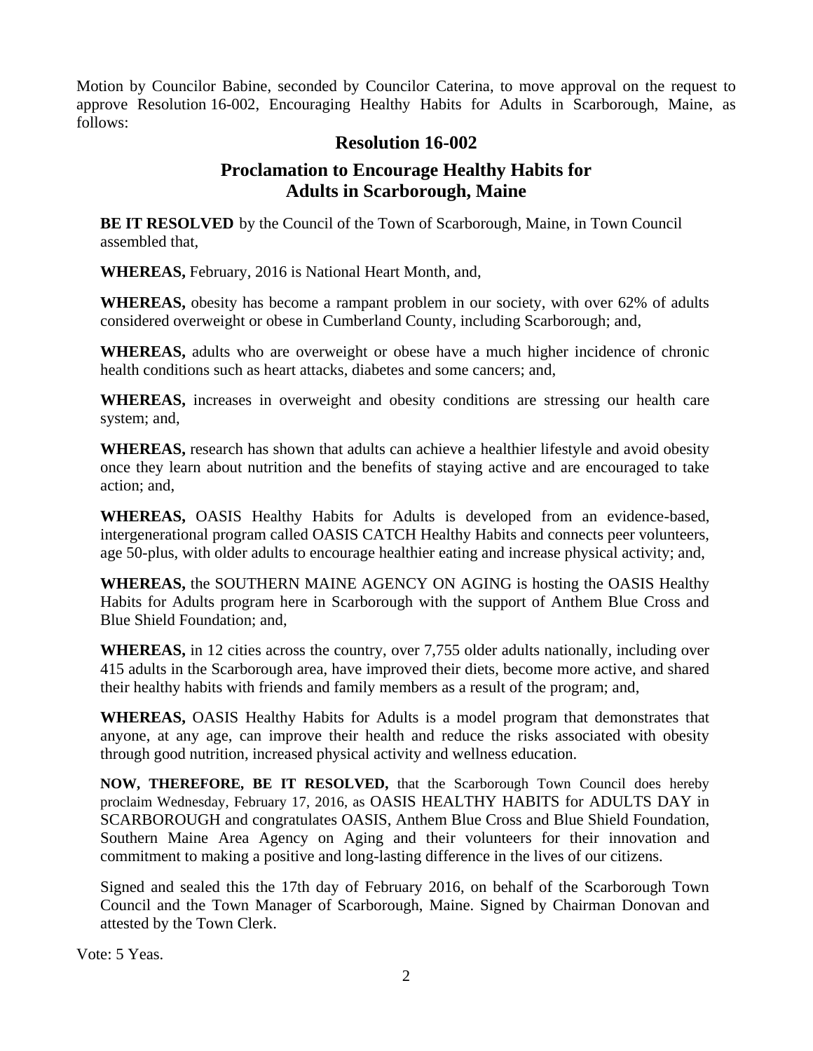Motion by Councilor Babine, seconded by Councilor Caterina, to move approval on the request to approve Resolution 16-002, Encouraging Healthy Habits for Adults in Scarborough, Maine, as follows:

## Resolution 16-002

## Proclamation to Encourage Healthy Habits for Adults in Scarborough, Maine

**BE IT RESOLVED** by the Council of the Town of Scarborough, Maine, in Town Council assembled that,

**WHEREAS,** February, 2016 is National Heart Month, and,

**WHEREAS,** obesity has become a rampant problem in our society, with over 62% of adults considered overweight or obese in Cumberland County, including Scarborough; and,

**WHEREAS,** adults who are overweight or obese have a much higher incidence of chronic health conditions such as heart attacks, diabetes and some cancers; and,

**WHEREAS,** increases in overweight and obesity conditions are stressing our health care system; and,

**WHEREAS,** research has shown that adults can achieve a healthier lifestyle and avoid obesity once they learn about nutrition and the benefits of staying active and are encouraged to take action; and,

**WHEREAS,** OASIS Healthy Habits for Adults is developed from an evidence-based, intergenerational program called OASIS CATCH Healthy Habits and connects peer volunteers, age 50-plus, with older adults to encourage healthier eating and increase physical activity; and,

**WHEREAS,** the SOUTHERN MAINE AGENCY ON AGING is hosting the OASIS Healthy Habits for Adults program here in Scarborough with the support of Anthem Blue Cross and Blue Shield Foundation; and,

**WHEREAS,** in 12 cities across the country, over 7,755 older adults nationally, including over 415 adults in the Scarborough area, have improved their diets, become more active, and shared their healthy habits with friends and family members as a result of the program; and,

**WHEREAS,** OASIS Healthy Habits for Adults is a model program that demonstrates that anyone, at any age, can improve their health and reduce the risks associated with obesity through good nutrition, increased physical activity and wellness education.

**NOW, THEREFORE, BE IT RESOLVED,** that the Scarborough Town Council does hereby proclaim Wednesday, February 17, 2016, as OASIS HEALTHY HABITS for ADULTS DAY in SCARBOROUGH and congratulates OASIS, Anthem Blue Cross and Blue Shield Foundation, Southern Maine Area Agency on Aging and their volunteers for their innovation and commitment to making a positive and long-lasting difference in the lives of our citizens.

Signed and sealed this the 17th day of February 2016, on behalf of the Scarborough Town Council and the Town Manager of Scarborough, Maine. Signed by Chairman Donovan and attested by the Town Clerk.

Vote: 5 Yeas.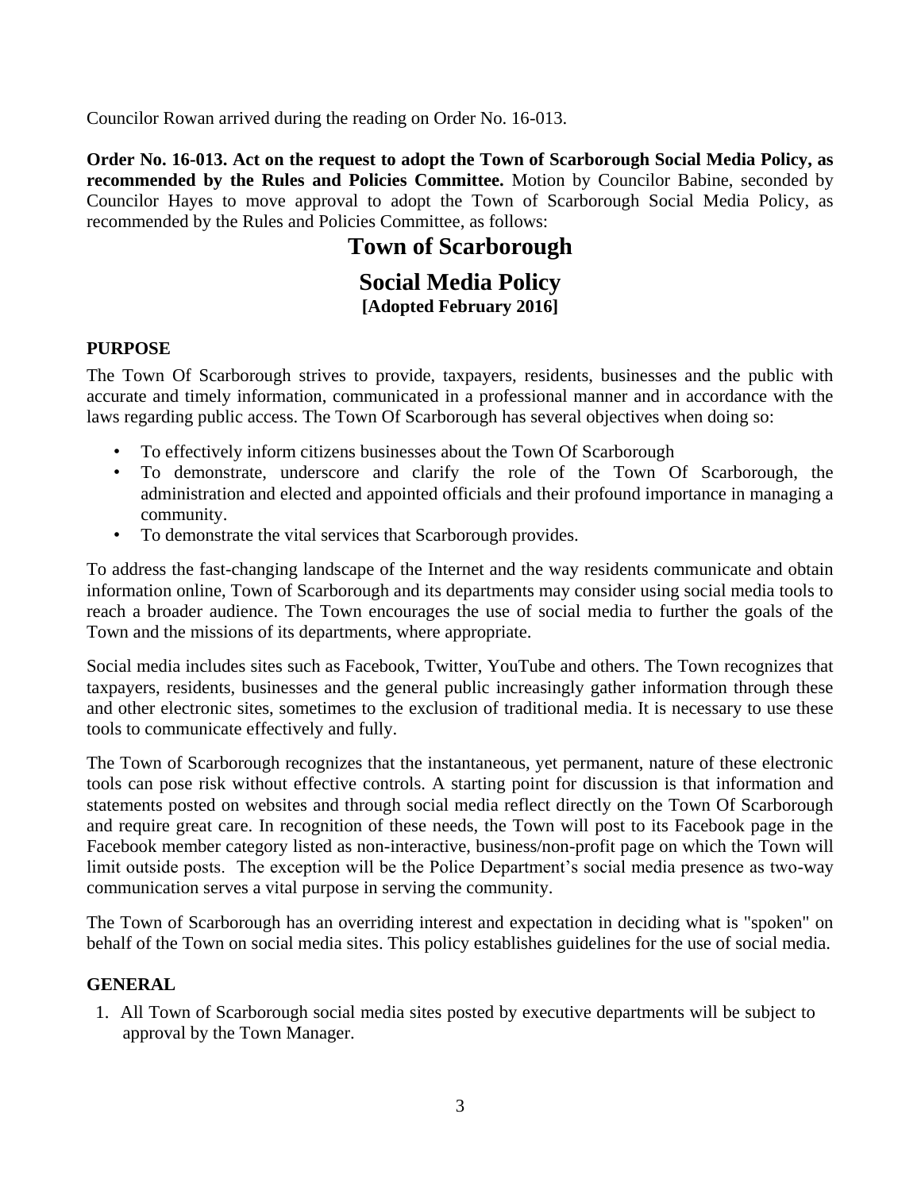Councilor Rowan arrived during the reading on Order No. 16-013.

**Order No. 16-013. Act on the request to adopt the Town of Scarborough Social Media Policy, as recommended by the Rules and Policies Committee.** Motion by Councilor Babine, seconded by Councilor Hayes to move approval to adopt the Town of Scarborough Social Media Policy, as recommended by the Rules and Policies Committee, as follows:

# Town of Scarborough

# Social Media Policy

**[Adopted February 2016]**

### PURPOSE

The Town Of Scarborough strives to provide, taxpayers, residents, businesses and the public with accurate and timely information, communicated in a professional manner and in accordance with the laws regarding public access. The Town Of Scarborough has several objectives when doing so:

- To effectively inform citizens businesses about the Town Of Scarborough
- To demonstrate, underscore and clarify the role of the Town Of Scarborough, the administration and elected and appointed officials and their profound importance in managing a community.
- To demonstrate the vital services that Scarborough provides.

To address the fast-changing landscape of the Internet and the way residents communicate and obtain information online, Town of Scarborough and its departments may consider using social media tools to reach a broader audience. The Town encourages the use of social media to further the goals of the Town and the missions of its departments, where appropriate.

Social media includes sites such as Facebook, Twitter, YouTube and others. The Town recognizes that taxpayers, residents, businesses and the general public increasingly gather information through these and other electronic sites, sometimes to the exclusion of traditional media. It is necessary to use these tools to communicate effectively and fully.

The Town of Scarborough recognizes that the instantaneous, yet permanent, nature of these electronic tools can pose risk without effective controls. A starting point for discussion is that information and statements posted on websites and through social media reflect directly on the Town Of Scarborough and require great care. In recognition of these needs, the Town will post to its Facebook page in the Facebook member category listed as non-interactive, business/non-profit page on which the Town will limit outside posts. The exception will be the Police Department's social media presence as two-way communication serves a vital purpose in serving the community.

The Town of Scarborough has an overriding interest and expectation in deciding what is "spoken" on behalf of the Town on social media sites. This policy establishes guidelines for the use of social media.

### GENERAL

1. All Town of Scarborough social media sites posted by executive departments will be subject to approval by the Town Manager.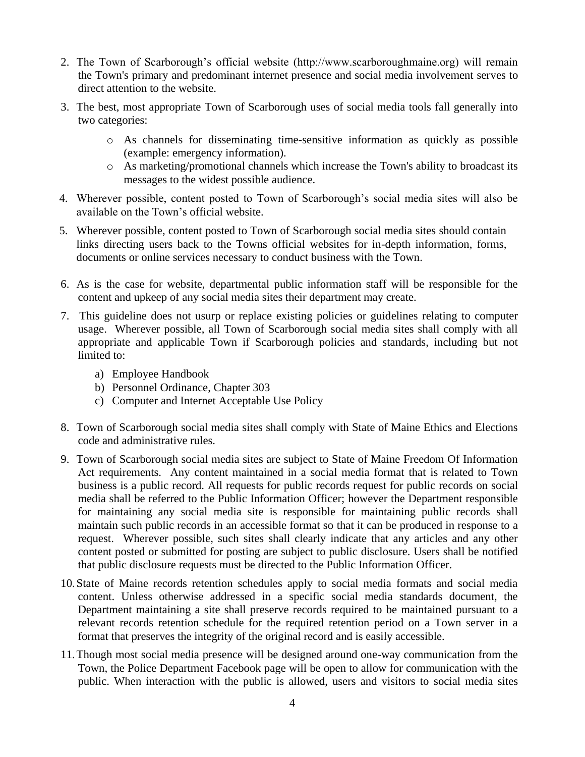2. The Town of Scarborough's official website (http://www.scarboroughmaine.org) will remain the Town's primary and predominant internet presence and social media involvement serves to direct attention to the website.

3. The best, most appropriate Town of Scarborough uses of social media tools fall generally into two categories:

   - As channels for disseminating time-sensitive information as quickly as possible (example: emergency information).
   - As marketing/promotional channels which increase the Town's ability to broadcast its messages to the widest possible audience.

4. Wherever possible, content posted to Town of Scarborough's social media sites will also be available on the Town's official website.

5. Wherever possible, content posted to Town of Scarborough social media sites should contain links directing users back to the Towns official websites for in-depth information, forms, documents or online services necessary to conduct business with the Town.

6. As is the case for website, departmental public information staff will be responsible for the content and upkeep of any social media sites their department may create.

7. This guideline does not usurp or replace existing policies or guidelines relating to computer usage. Wherever possible, all Town of Scarborough social media sites shall comply with all appropriate and applicable Town if Scarborough policies and standards, including but not limited to:

   a) Employee Handbook
   b) Personnel Ordinance, Chapter 303
   c) Computer and Internet Acceptable Use Policy

8. Town of Scarborough social media sites shall comply with State of Maine Ethics and Elections code and administrative rules.

9. Town of Scarborough social media sites are subject to State of Maine Freedom Of Information Act requirements. Any content maintained in a social media format that is related to Town business is a public record. All requests for public records request for public records on social media shall be referred to the Public Information Officer; however the Department responsible for maintaining any social media site is responsible for maintaining public records shall maintain such public records in an accessible format so that it can be produced in response to a request. Wherever possible, such sites shall clearly indicate that any articles and any other content posted or submitted for posting are subject to public disclosure. Users shall be notified that public disclosure requests must be directed to the Public Information Officer.

10. State of Maine records retention schedules apply to social media formats and social media content. Unless otherwise addressed in a specific social media standards document, the Department maintaining a site shall preserve records required to be maintained pursuant to a relevant records retention schedule for the required retention period on a Town server in a format that preserves the integrity of the original record and is easily accessible.

11. Though most social media presence will be designed around one-way communication from the Town, the Police Department Facebook page will be open to allow for communication with the public. When interaction with the public is allowed, users and visitors to social media sites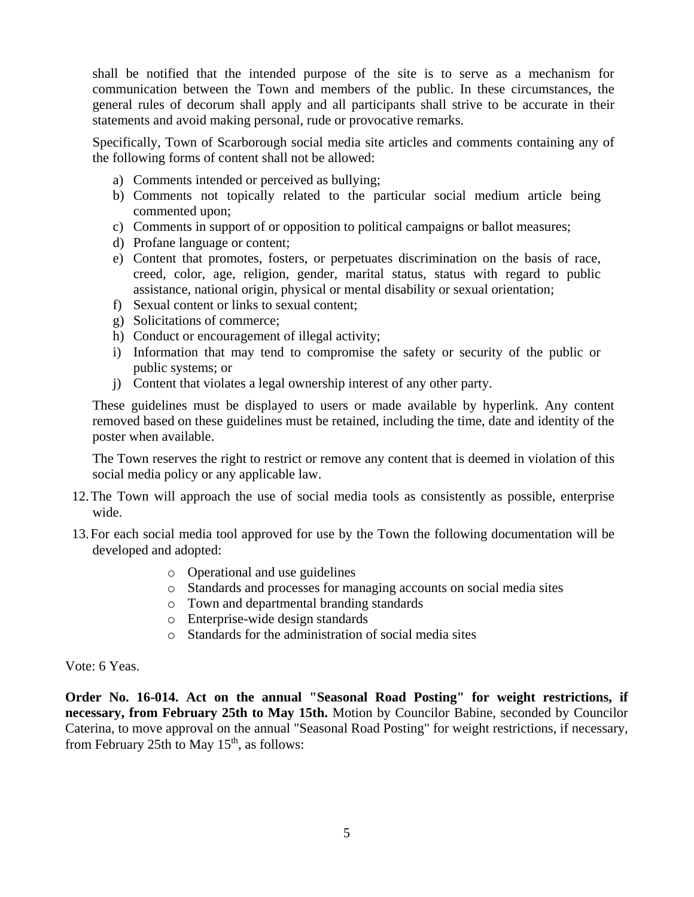shall be notified that the intended purpose of the site is to serve as a mechanism for communication between the Town and members of the public. In these circumstances, the general rules of decorum shall apply and all participants shall strive to be accurate in their statements and avoid making personal, rude or provocative remarks.

Specifically, Town of Scarborough social media site articles and comments containing any of the following forms of content shall not be allowed:

a) Comments intended or perceived as bullying;
b) Comments not topically related to the particular social medium article being commented upon;
c) Comments in support of or opposition to political campaigns or ballot measures;
d) Profane language or content;
e) Content that promotes, fosters, or perpetuates discrimination on the basis of race, creed, color, age, religion, gender, marital status, status with regard to public assistance, national origin, physical or mental disability or sexual orientation;
f) Sexual content or links to sexual content;
g) Solicitations of commerce;
h) Conduct or encouragement of illegal activity;
i) Information that may tend to compromise the safety or security of the public or public systems; or
j) Content that violates a legal ownership interest of any other party.

These guidelines must be displayed to users or made available by hyperlink. Any content removed based on these guidelines must be retained, including the time, date and identity of the poster when available.

The Town reserves the right to restrict or remove any content that is deemed in violation of this social media policy or any applicable law.

12. The Town will approach the use of social media tools as consistently as possible, enterprise wide.

13. For each social media tool approved for use by the Town the following documentation will be developed and adopted:

    - Operational and use guidelines
    - Standards and processes for managing accounts on social media sites
    - Town and departmental branding standards
    - Enterprise-wide design standards
    - Standards for the administration of social media sites

Vote: 6 Yeas.

**Order No. 16-014. Act on the annual "Seasonal Road Posting" for weight restrictions, if necessary, from February 25th to May 15th.** Motion by Councilor Babine, seconded by Councilor Caterina, to move approval on the annual "Seasonal Road Posting" for weight restrictions, if necessary, from February 25th to May 15th, as follows: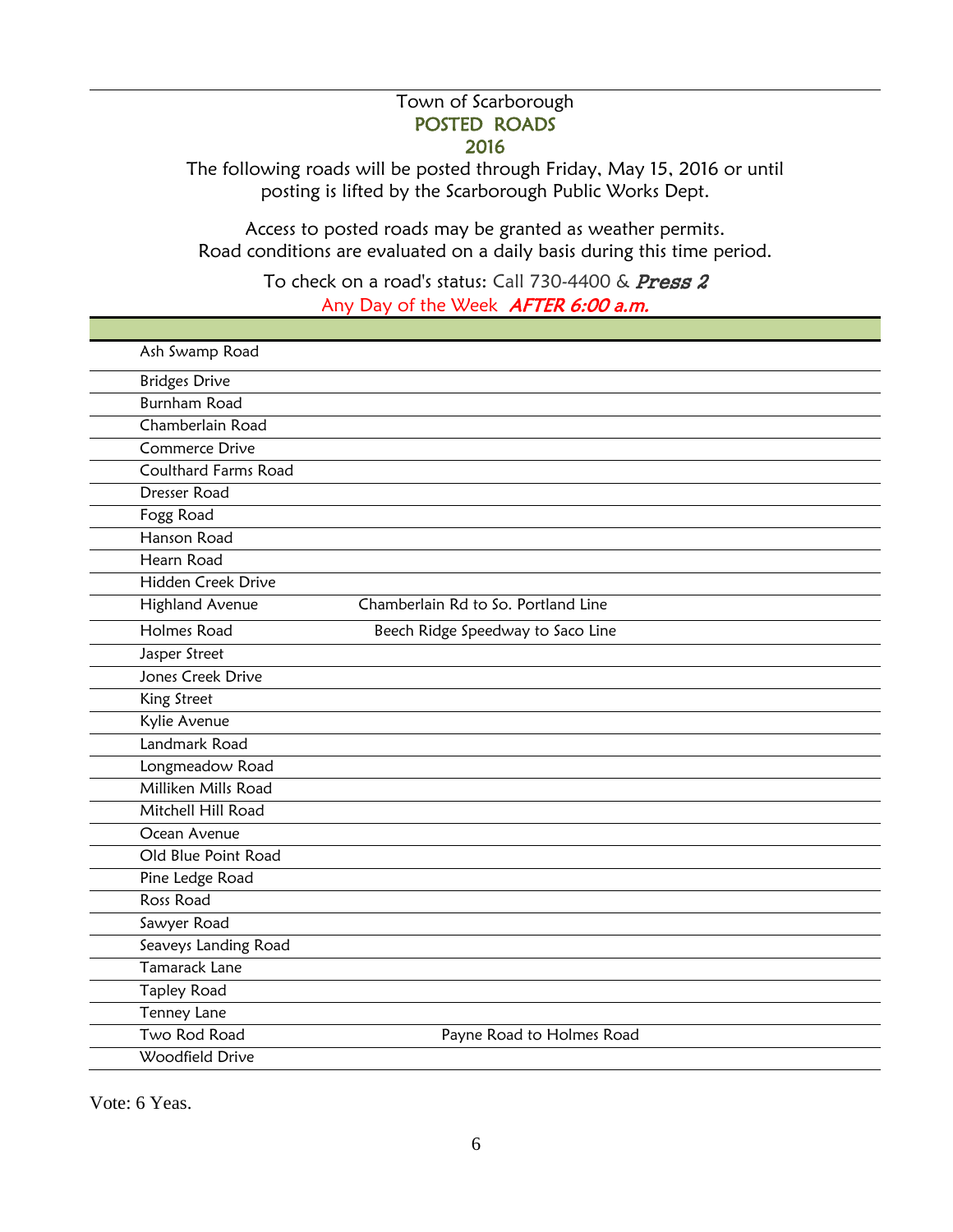Town of Scarborough

**POSTED ROADS**

**2016**

The following roads will be posted through Friday, May 15, 2016 or until posting is lifted by the Scarborough Public Works Dept.

Access to posted roads may be granted as weather permits.
Road conditions are evaluated on a daily basis during this time period.

To check on a road's status: Call 730-4400 & ***Press 2***
Any Day of the Week ***AFTER 6:00 a.m.***

| | |
|---|---|
| Ash Swamp Road | |
| Bridges Drive | |
| Burnham Road | |
| Chamberlain Road | |
| Commerce Drive | |
| Coulthard Farms Road | |
| Dresser Road | |
| Fogg Road | |
| Hanson Road | |
| Hearn Road | |
| Hidden Creek Drive | |
| Highland Avenue | Chamberlain Rd to So. Portland Line |
| Holmes Road | Beech Ridge Speedway to Saco Line |
| Jasper Street | |
| Jones Creek Drive | |
| King Street | |
| Kylie Avenue | |
| Landmark Road | |
| Longmeadow Road | |
| Milliken Mills Road | |
| Mitchell Hill Road | |
| Ocean Avenue | |
| Old Blue Point Road | |
| Pine Ledge Road | |
| Ross Road | |
| Sawyer Road | |
| Seaveys Landing Road | |
| Tamarack Lane | |
| Tapley Road | |
| Tenney Lane | |
| Two Rod Road | Payne Road to Holmes Road |
| Woodfield Drive | |

Vote: 6 Yeas.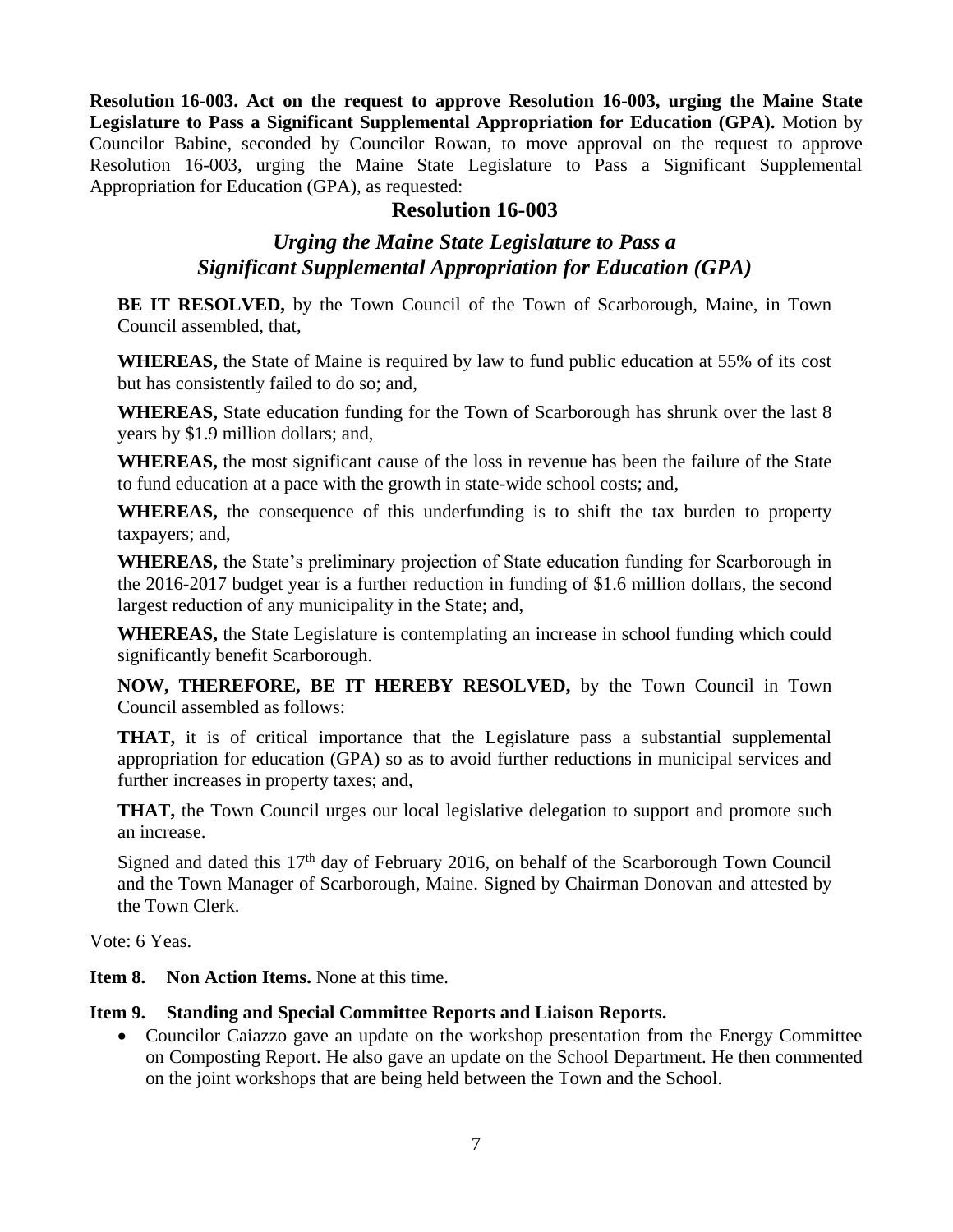**Resolution 16-003. Act on the request to approve Resolution 16-003, urging the Maine State Legislature to Pass a Significant Supplemental Appropriation for Education (GPA).** Motion by Councilor Babine, seconded by Councilor Rowan, to move approval on the request to approve Resolution 16-003, urging the Maine State Legislature to Pass a Significant Supplemental Appropriation for Education (GPA), as requested:

## Resolution 16-003

### *Urging the Maine State Legislature to Pass a Significant Supplemental Appropriation for Education (GPA)*

**BE IT RESOLVED,** by the Town Council of the Town of Scarborough, Maine, in Town Council assembled, that,

**WHEREAS,** the State of Maine is required by law to fund public education at 55% of its cost but has consistently failed to do so; and,

**WHEREAS,** State education funding for the Town of Scarborough has shrunk over the last 8 years by $1.9 million dollars; and,

**WHEREAS,** the most significant cause of the loss in revenue has been the failure of the State to fund education at a pace with the growth in state-wide school costs; and,

**WHEREAS,** the consequence of this underfunding is to shift the tax burden to property taxpayers; and,

**WHEREAS,** the State's preliminary projection of State education funding for Scarborough in the 2016-2017 budget year is a further reduction in funding of $1.6 million dollars, the second largest reduction of any municipality in the State; and,

**WHEREAS,** the State Legislature is contemplating an increase in school funding which could significantly benefit Scarborough.

**NOW, THEREFORE, BE IT HEREBY RESOLVED,** by the Town Council in Town Council assembled as follows:

**THAT,** it is of critical importance that the Legislature pass a substantial supplemental appropriation for education (GPA) so as to avoid further reductions in municipal services and further increases in property taxes; and,

**THAT,** the Town Council urges our local legislative delegation to support and promote such an increase.

Signed and dated this 17th day of February 2016, on behalf of the Scarborough Town Council and the Town Manager of Scarborough, Maine. Signed by Chairman Donovan and attested by the Town Clerk.

Vote: 6 Yeas.

**Item 8. Non Action Items.** None at this time.

**Item 9. Standing and Special Committee Reports and Liaison Reports.**

- Councilor Caiazzo gave an update on the workshop presentation from the Energy Committee on Composting Report. He also gave an update on the School Department. He then commented on the joint workshops that are being held between the Town and the School.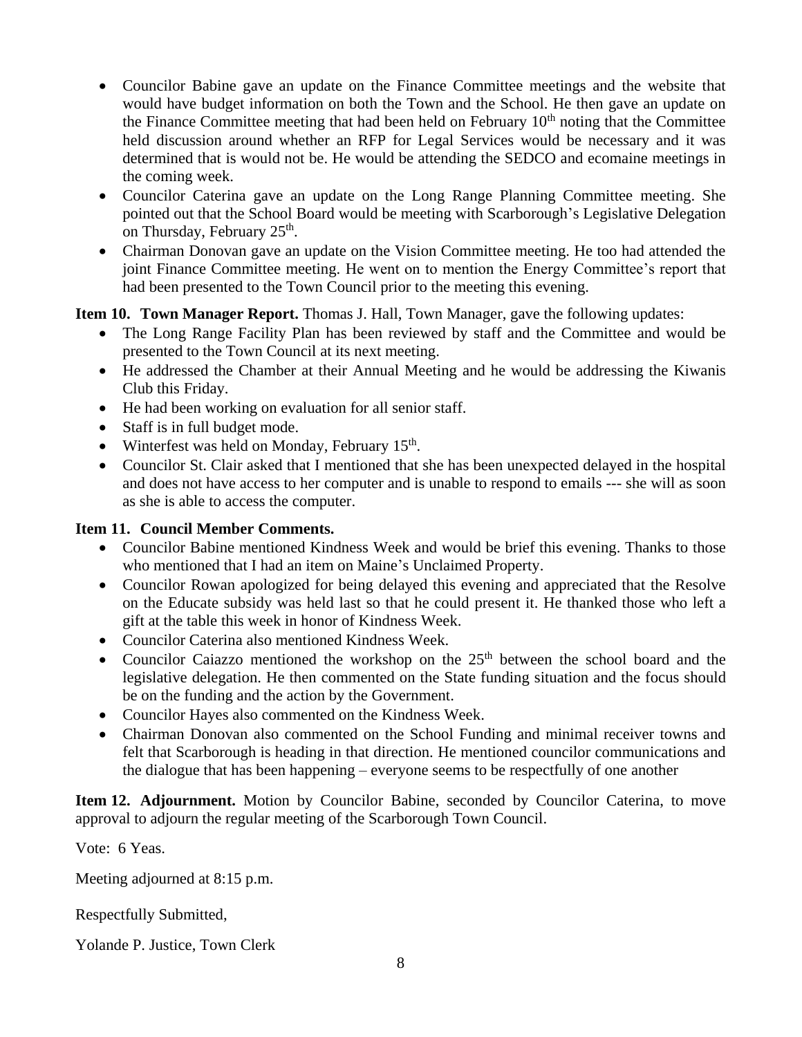- Councilor Babine gave an update on the Finance Committee meetings and the website that would have budget information on both the Town and the School. He then gave an update on the Finance Committee meeting that had been held on February 10th noting that the Committee held discussion around whether an RFP for Legal Services would be necessary and it was determined that is would not be. He would be attending the SEDCO and ecomaine meetings in the coming week.
- Councilor Caterina gave an update on the Long Range Planning Committee meeting. She pointed out that the School Board would be meeting with Scarborough's Legislative Delegation on Thursday, February 25th.
- Chairman Donovan gave an update on the Vision Committee meeting. He too had attended the joint Finance Committee meeting. He went on to mention the Energy Committee's report that had been presented to the Town Council prior to the meeting this evening.

**Item 10. Town Manager Report.** Thomas J. Hall, Town Manager, gave the following updates:

- The Long Range Facility Plan has been reviewed by staff and the Committee and would be presented to the Town Council at its next meeting.
- He addressed the Chamber at their Annual Meeting and he would be addressing the Kiwanis Club this Friday.
- He had been working on evaluation for all senior staff.
- Staff is in full budget mode.
- Winterfest was held on Monday, February 15th.
- Councilor St. Clair asked that I mentioned that she has been unexpected delayed in the hospital and does not have access to her computer and is unable to respond to emails --- she will as soon as she is able to access the computer.

**Item 11. Council Member Comments.**

- Councilor Babine mentioned Kindness Week and would be brief this evening. Thanks to those who mentioned that I had an item on Maine's Unclaimed Property.
- Councilor Rowan apologized for being delayed this evening and appreciated that the Resolve on the Educate subsidy was held last so that he could present it. He thanked those who left a gift at the table this week in honor of Kindness Week.
- Councilor Caterina also mentioned Kindness Week.
- Councilor Caiazzo mentioned the workshop on the 25th between the school board and the legislative delegation. He then commented on the State funding situation and the focus should be on the funding and the action by the Government.
- Councilor Hayes also commented on the Kindness Week.
- Chairman Donovan also commented on the School Funding and minimal receiver towns and felt that Scarborough is heading in that direction. He mentioned councilor communications and the dialogue that has been happening – everyone seems to be respectfully of one another

**Item 12. Adjournment.** Motion by Councilor Babine, seconded by Councilor Caterina, to move approval to adjourn the regular meeting of the Scarborough Town Council.

Vote: 6 Yeas.

Meeting adjourned at 8:15 p.m.

Respectfully Submitted,

Yolande P. Justice, Town Clerk